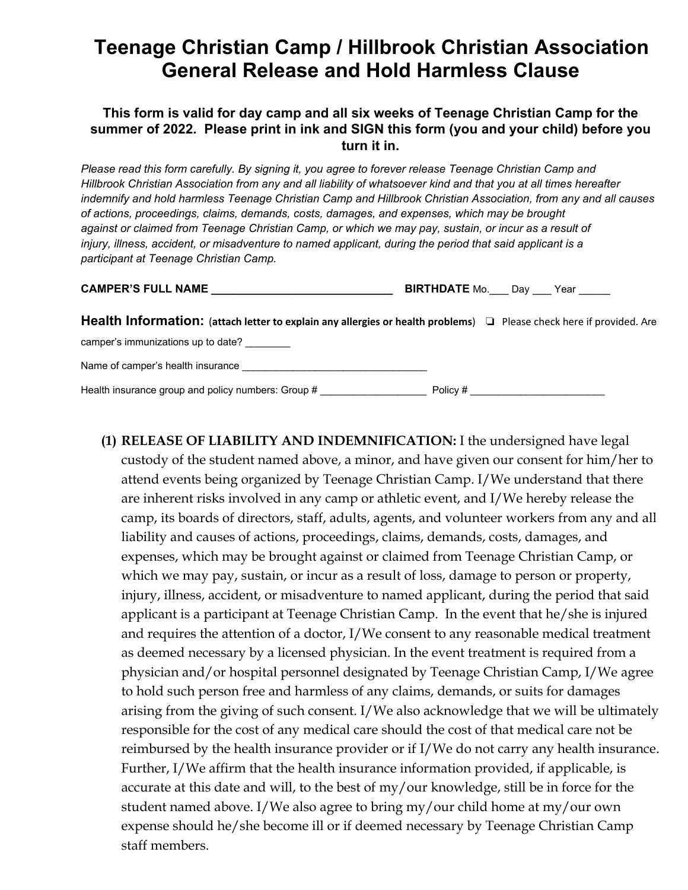# Teenage Christian Camp / Hillbrook Christian Association General Release and Hold Harmless Clause

### This form is valid for day camp and all six weeks of Teenage Christian Camp for the summer of 2022. Please print in ink and SIGN this form (you and your child) before you turn it in.

*Please read this form carefully. By signing it, you agree to forever release Teenage Christian Camp and Hillbrook Christian Association from any and all liability of whatsoever kind and that you at all times hereafter indemnify and hold harmless Teenage Christian Camp and Hillbrook Christian Association, from any and all causes of actions, proceedings, claims, demands, costs, damages, and expenses, which may be brought against or claimed from Teenage Christian Camp, or which we may pay, sustain, or incur as a result of injury, illness, accident, or misadventure to named applicant, during the period that said applicant is a participant at Teenage Christian Camp.*

**CAMPER'S FULL NAME ______________________________** **BIRTHDATE** Mo.___ Day ___ Year _____

**Health Information:** (**attach letter to explain any allergies or health problems**) ❑ Please check here if provided. Are camper's immunizations up to date? ________

Name of camper's health insurance _________________________________

Health insurance group and policy numbers: Group # ___________________ Policy # ________________________

**(1) RELEASE OF LIABILITY AND INDEMNIFICATION:** I the undersigned have legal custody of the student named above, a minor, and have given our consent for him/her to attend events being organized by Teenage Christian Camp. I/We understand that there are inherent risks involved in any camp or athletic event, and I/We hereby release the camp, its boards of directors, staff, adults, agents, and volunteer workers from any and all liability and causes of actions, proceedings, claims, demands, costs, damages, and expenses, which may be brought against or claimed from Teenage Christian Camp, or which we may pay, sustain, or incur as a result of loss, damage to person or property, injury, illness, accident, or misadventure to named applicant, during the period that said applicant is a participant at Teenage Christian Camp. In the event that he/she is injured and requires the attention of a doctor, I/We consent to any reasonable medical treatment as deemed necessary by a licensed physician. In the event treatment is required from a physician and/or hospital personnel designated by Teenage Christian Camp, I/We agree to hold such person free and harmless of any claims, demands, or suits for damages arising from the giving of such consent. I/We also acknowledge that we will be ultimately responsible for the cost of any medical care should the cost of that medical care not be reimbursed by the health insurance provider or if I/We do not carry any health insurance. Further, I/We affirm that the health insurance information provided, if applicable, is accurate at this date and will, to the best of my/our knowledge, still be in force for the student named above. I/We also agree to bring my/our child home at my/our own expense should he/she become ill or if deemed necessary by Teenage Christian Camp staff members.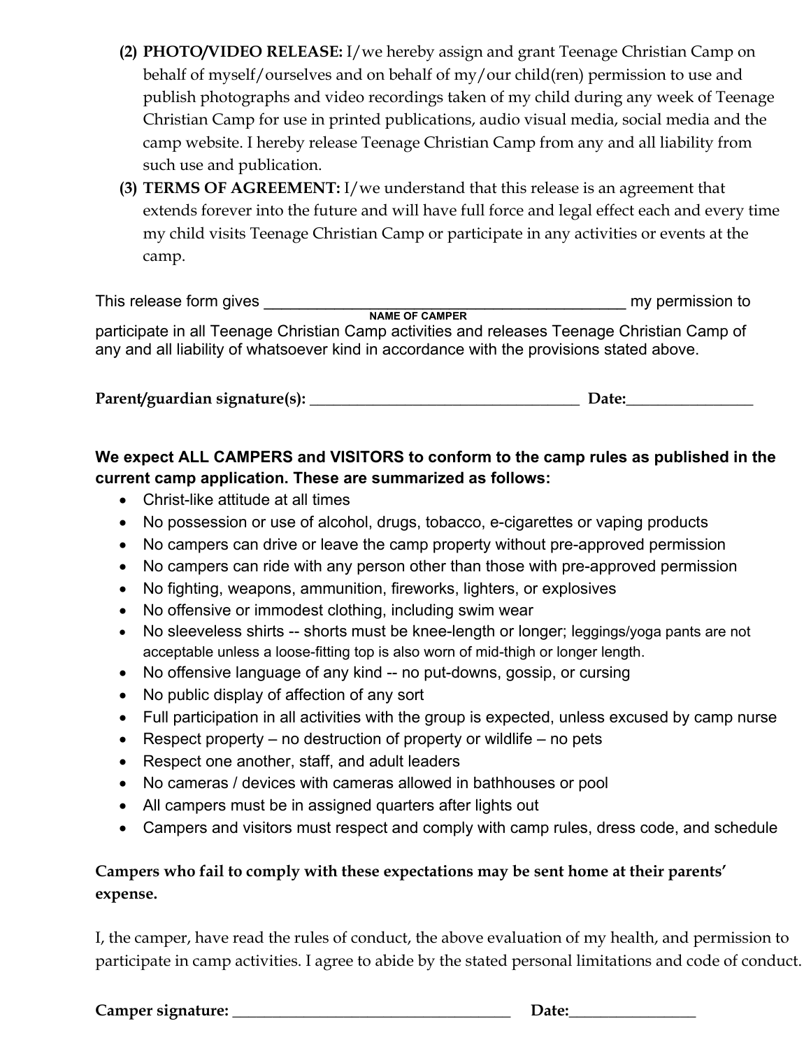(2) **PHOTO/VIDEO RELEASE:** I/we hereby assign and grant Teenage Christian Camp on behalf of myself/ourselves and on behalf of my/our child(ren) permission to use and publish photographs and video recordings taken of my child during any week of Teenage Christian Camp for use in printed publications, audio visual media, social media and the camp website. I hereby release Teenage Christian Camp from any and all liability from such use and publication.

(3) **TERMS OF AGREEMENT:** I/we understand that this release is an agreement that extends forever into the future and will have full force and legal effect each and every time my child visits Teenage Christian Camp or participate in any activities or events at the camp.

This release form gives ___________________________________________ my permission to
**NAME OF CAMPER**
participate in all Teenage Christian Camp activities and releases Teenage Christian Camp of any and all liability of whatsoever kind in accordance with the provisions stated above.

**Parent/guardian signature(s):** ___________________________________ **Date:**________________

**We expect ALL CAMPERS and VISITORS to conform to the camp rules as published in the current camp application. These are summarized as follows:**

- Christ-like attitude at all times
- No possession or use of alcohol, drugs, tobacco, e-cigarettes or vaping products
- No campers can drive or leave the camp property without pre-approved permission
- No campers can ride with any person other than those with pre-approved permission
- No fighting, weapons, ammunition, fireworks, lighters, or explosives
- No offensive or immodest clothing, including swim wear
- No sleeveless shirts -- shorts must be knee-length or longer; leggings/yoga pants are not acceptable unless a loose-fitting top is also worn of mid-thigh or longer length.
- No offensive language of any kind -- no put-downs, gossip, or cursing
- No public display of affection of any sort
- Full participation in all activities with the group is expected, unless excused by camp nurse
- Respect property – no destruction of property or wildlife – no pets
- Respect one another, staff, and adult leaders
- No cameras / devices with cameras allowed in bathhouses or pool
- All campers must be in assigned quarters after lights out
- Campers and visitors must respect and comply with camp rules, dress code, and schedule

**Campers who fail to comply with these expectations may be sent home at their parents' expense.**

I, the camper, have read the rules of conduct, the above evaluation of my health, and permission to participate in camp activities. I agree to abide by the stated personal limitations and code of conduct.

**Camper signature:** ____________________________________ **Date:**________________